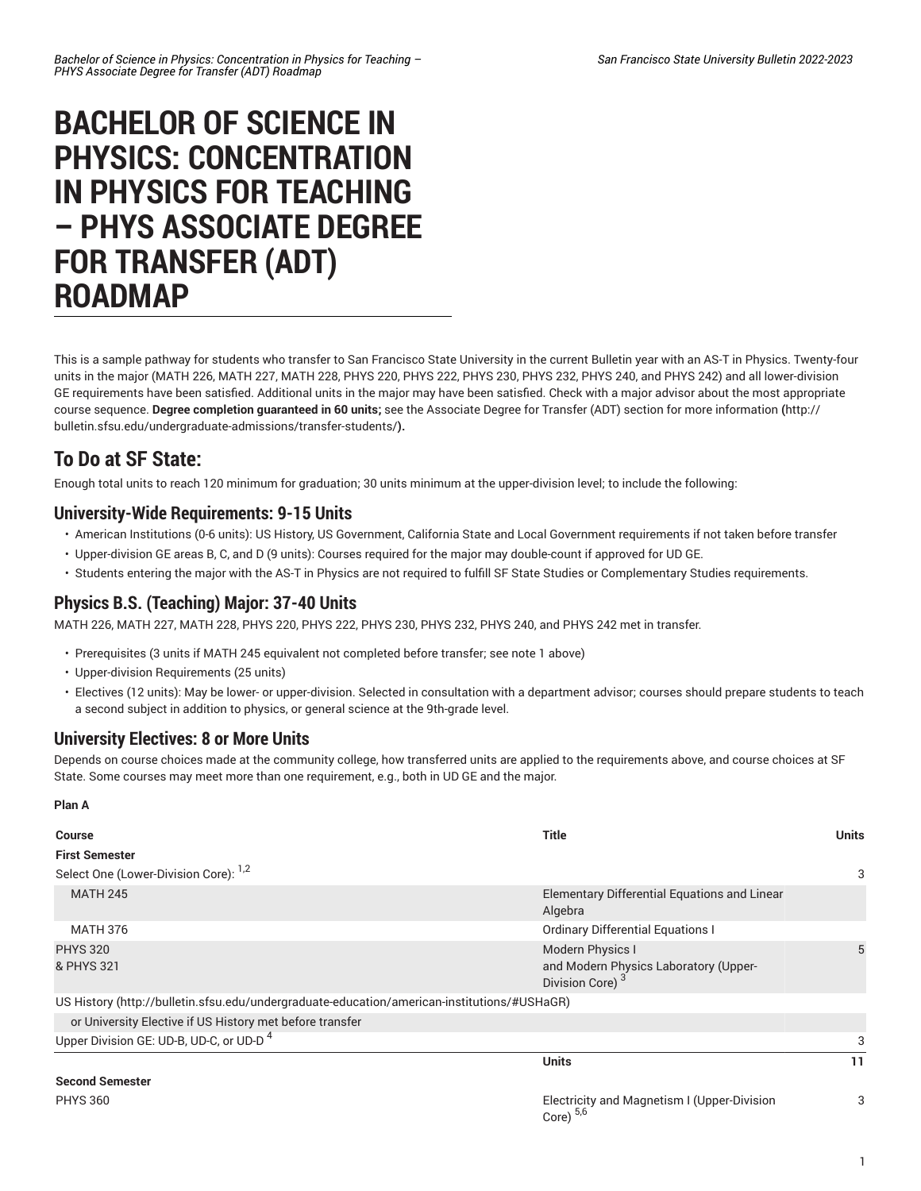# BACHELOR OF SCIENCE IN PHYSICS: CONCENTRATION IN PHYSICS FOR TEACHING – PHYS ASSOCIATE DEGREE FOR TRANSFER (ADT) ROADMAP

This is a sample pathway for students who transfer to San Francisco State University in the current Bulletin year with an AS-T in Physics. Twenty-four units in the major (MATH 226, MATH 227, MATH 228, PHYS 220, PHYS 222, PHYS 230, PHYS 232, PHYS 240, and PHYS 242) and all lower-division GE requirements have been satisfied. Additional units in the major may have been satisfied. Check with a major advisor about the most appropriate course sequence. **Degree completion guaranteed in 60 units;** see the Associate Degree for Transfer (ADT) section for more information **(**http://bulletin.sfsu.edu/undergraduate-admissions/transfer-students/**).**

## To Do at SF State:

Enough total units to reach 120 minimum for graduation; 30 units minimum at the upper-division level; to include the following:

### University-Wide Requirements: 9-15 Units

- American Institutions (0-6 units): US History, US Government, California State and Local Government requirements if not taken before transfer
- Upper-division GE areas B, C, and D (9 units): Courses required for the major may double-count if approved for UD GE.
- Students entering the major with the AS-T in Physics are not required to fulfill SF State Studies or Complementary Studies requirements.

### Physics B.S. (Teaching) Major: 37-40 Units

MATH 226, MATH 227, MATH 228, PHYS 220, PHYS 222, PHYS 230, PHYS 232, PHYS 240, and PHYS 242 met in transfer.

- Prerequisites (3 units if MATH 245 equivalent not completed before transfer; see note 1 above)
- Upper-division Requirements (25 units)
- Electives (12 units): May be lower- or upper-division. Selected in consultation with a department advisor; courses should prepare students to teach a second subject in addition to physics, or general science at the 9th-grade level.

### University Electives: 8 or More Units

Depends on course choices made at the community college, how transferred units are applied to the requirements above, and course choices at SF State. Some courses may meet more than one requirement, e.g., both in UD GE and the major.

**Plan A**

| Course | Title | Units |
|---|---|---|
| **First Semester** | | |
| Select One (Lower-Division Core): [1,2] | | 3 |
| MATH 245 | Elementary Differential Equations and Linear Algebra | |
| MATH 376 | Ordinary Differential Equations I | |
| PHYS 320 & PHYS 321 | Modern Physics I and Modern Physics Laboratory (Upper-Division Core) [3] | 5 |
| US History (http://bulletin.sfsu.edu/undergraduate-education/american-institutions/#USHaGR) | | |
| or University Elective if US History met before transfer | | |
| Upper Division GE: UD-B, UD-C, or UD-D [4] | | 3 |
| | **Units** | **11** |
| **Second Semester** | | |
| PHYS 360 | Electricity and Magnetism I (Upper-Division Core) [5,6] | 3 |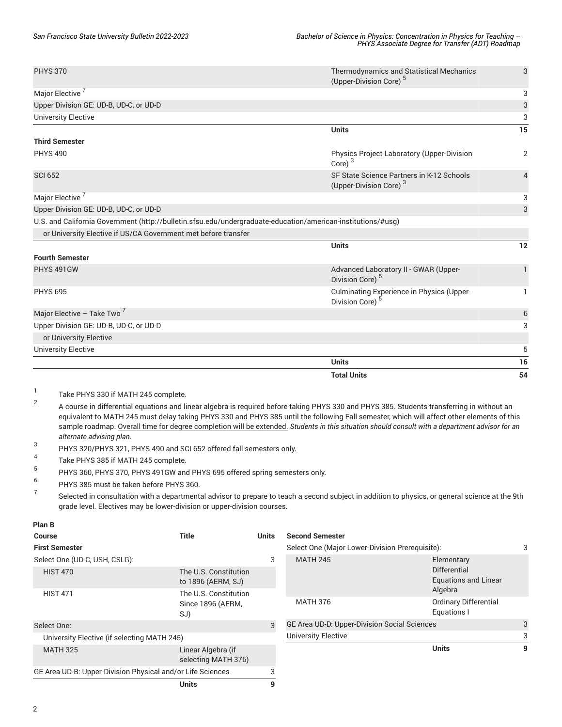| Course | Title | Units |
| --- | --- | --- |
| PHYS 370 | Thermodynamics and Statistical Mechanics (Upper-Division Core) [5] | 3 |
| Major Elective [7] | | 3 |
| Upper Division GE: UD-B, UD-C, or UD-D | | 3 |
| University Elective | | 3 |
| | **Units** | **15** |
| **Third Semester** | | |
| PHYS 490 | Physics Project Laboratory (Upper-Division Core) [3] | 2 |
| SCI 652 | SF State Science Partners in K-12 Schools (Upper-Division Core) [3] | 4 |
| Major Elective [7] | | 3 |
| Upper Division GE: UD-B, UD-C, or UD-D | | 3 |
| U.S. and California Government (http://bulletin.sfsu.edu/undergraduate-education/american-institutions/#usg) | | |
| or University Elective if US/CA Government met before transfer | | |
| | **Units** | **12** |
| **Fourth Semester** | | |
| PHYS 491GW | Advanced Laboratory II - GWAR (Upper-Division Core) [5] | 1 |
| PHYS 695 | Culminating Experience in Physics (Upper-Division Core) [5] | 1 |
| Major Elective – Take Two [7] | | 6 |
| Upper Division GE: UD-B, UD-C, or UD-D | | 3 |
| or University Elective | | |
| University Elective | | 5 |
| | **Units** | **16** |
| | **Total Units** | **54** |

1. Take PHYS 330 if MATH 245 complete.
2. A course in differential equations and linear algebra is required before taking PHYS 330 and PHYS 385. Students transferring in without an equivalent to MATH 245 must delay taking PHYS 330 and PHYS 385 until the following Fall semester, which will affect other elements of this sample roadmap. Overall time for degree completion will be extended. *Students in this situation should consult with a department advisor for an alternate advising plan.*
3. PHYS 320/PHYS 321, PHYS 490 and SCI 652 offered fall semesters only.
4. Take PHYS 385 if MATH 245 complete.
5. PHYS 360, PHYS 370, PHYS 491GW and PHYS 695 offered spring semesters only.
6. PHYS 385 must be taken before PHYS 360.
7. Selected in consultation with a departmental advisor to prepare to teach a second subject in addition to physics, or general science at the 9th grade level. Electives may be lower-division or upper-division courses.

**Plan B**

| Course | Title | Units |
| --- | --- | --- |
| **First Semester** | | |
| Select One (UD-C, USH, CSLG): | | 3 |
| HIST 470 | The U.S. Constitution to 1896 (AERM, SJ) | |
| HIST 471 | The U.S. Constitution Since 1896 (AERM, SJ) | |
| Select One: | | 3 |
| University Elective (if selecting MATH 245) | | |
| MATH 325 | Linear Algebra (if selecting MATH 376) | |
| GE Area UD-B: Upper-Division Physical and/or Life Sciences | | 3 |
| | **Units** | **9** |
| **Second Semester** | | |
| Select One (Major Lower-Division Prerequisite): | | 3 |
| MATH 245 | Elementary Differential Equations and Linear Algebra | |
| MATH 376 | Ordinary Differential Equations I | |
| GE Area UD-D: Upper-Division Social Sciences | | 3 |
| University Elective | | 3 |
| | **Units** | **9** |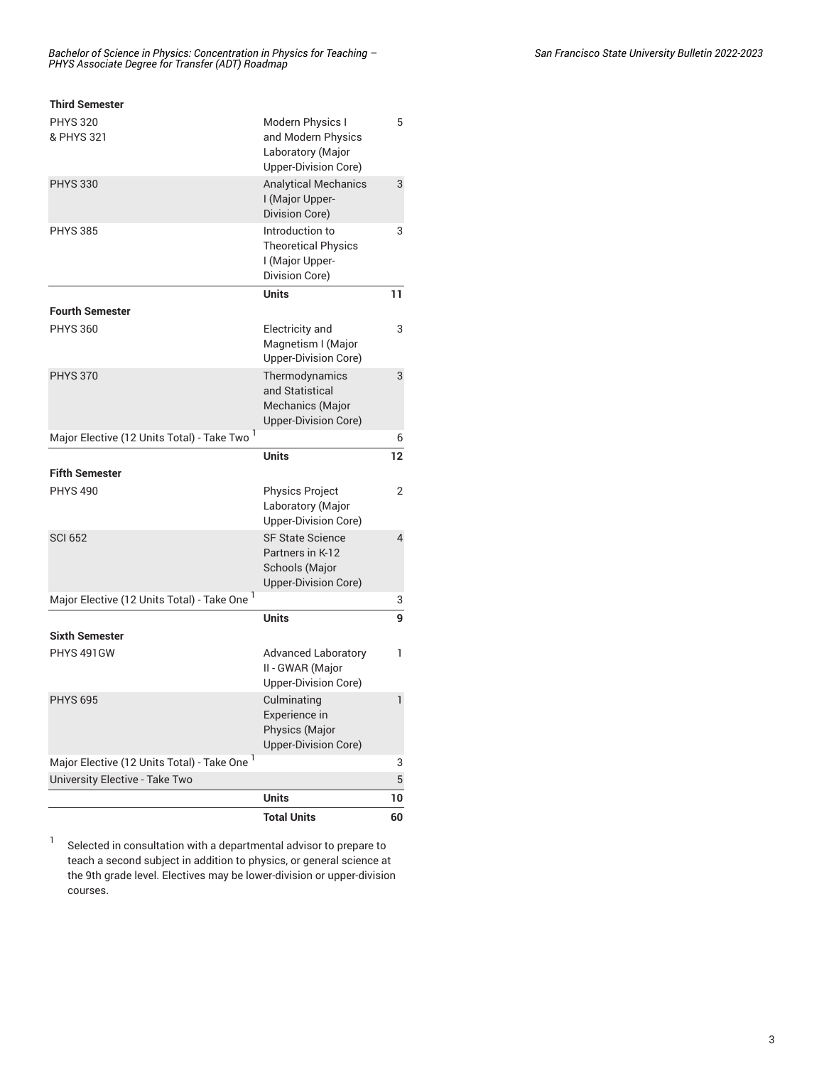| | | |
|---|---|---|
| **Third Semester** | | |
| PHYS 320<br>& PHYS 321 | Modern Physics I<br>and Modern Physics Laboratory (Major Upper-Division Core) | 5 |
| PHYS 330 | Analytical Mechanics I (Major Upper-Division Core) | 3 |
| PHYS 385 | Introduction to Theoretical Physics I (Major Upper-Division Core) | 3 |
| | **Units** | **11** |
| **Fourth Semester** | | |
| PHYS 360 | Electricity and Magnetism I (Major Upper-Division Core) | 3 |
| PHYS 370 | Thermodynamics and Statistical Mechanics (Major Upper-Division Core) | 3 |
| Major Elective (12 Units Total) - Take Two [1] | | 6 |
| | **Units** | **12** |
| **Fifth Semester** | | |
| PHYS 490 | Physics Project Laboratory (Major Upper-Division Core) | 2 |
| SCI 652 | SF State Science Partners in K-12 Schools (Major Upper-Division Core) | 4 |
| Major Elective (12 Units Total) - Take One [1] | | 3 |
| | **Units** | **9** |
| **Sixth Semester** | | |
| PHYS 491GW | Advanced Laboratory II - GWAR (Major Upper-Division Core) | 1 |
| PHYS 695 | Culminating Experience in Physics (Major Upper-Division Core) | 1 |
| Major Elective (12 Units Total) - Take One [1] | | 3 |
| University Elective - Take Two | | 5 |
| | **Units** | **10** |
| | **Total Units** | **60** |

[1] Selected in consultation with a departmental advisor to prepare to teach a second subject in addition to physics, or general science at the 9th grade level. Electives may be lower-division or upper-division courses.